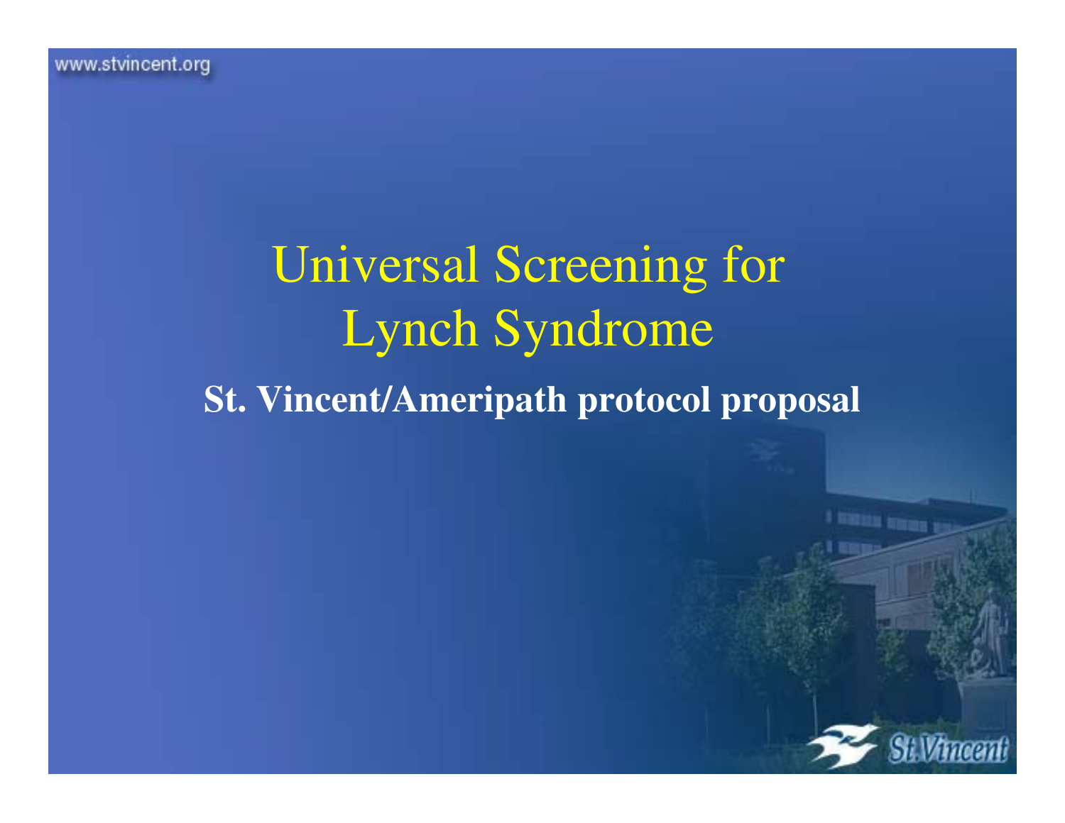# Universal Screening for Lynch Syndrome

**St. Vincent/Ameripath protocol proposal**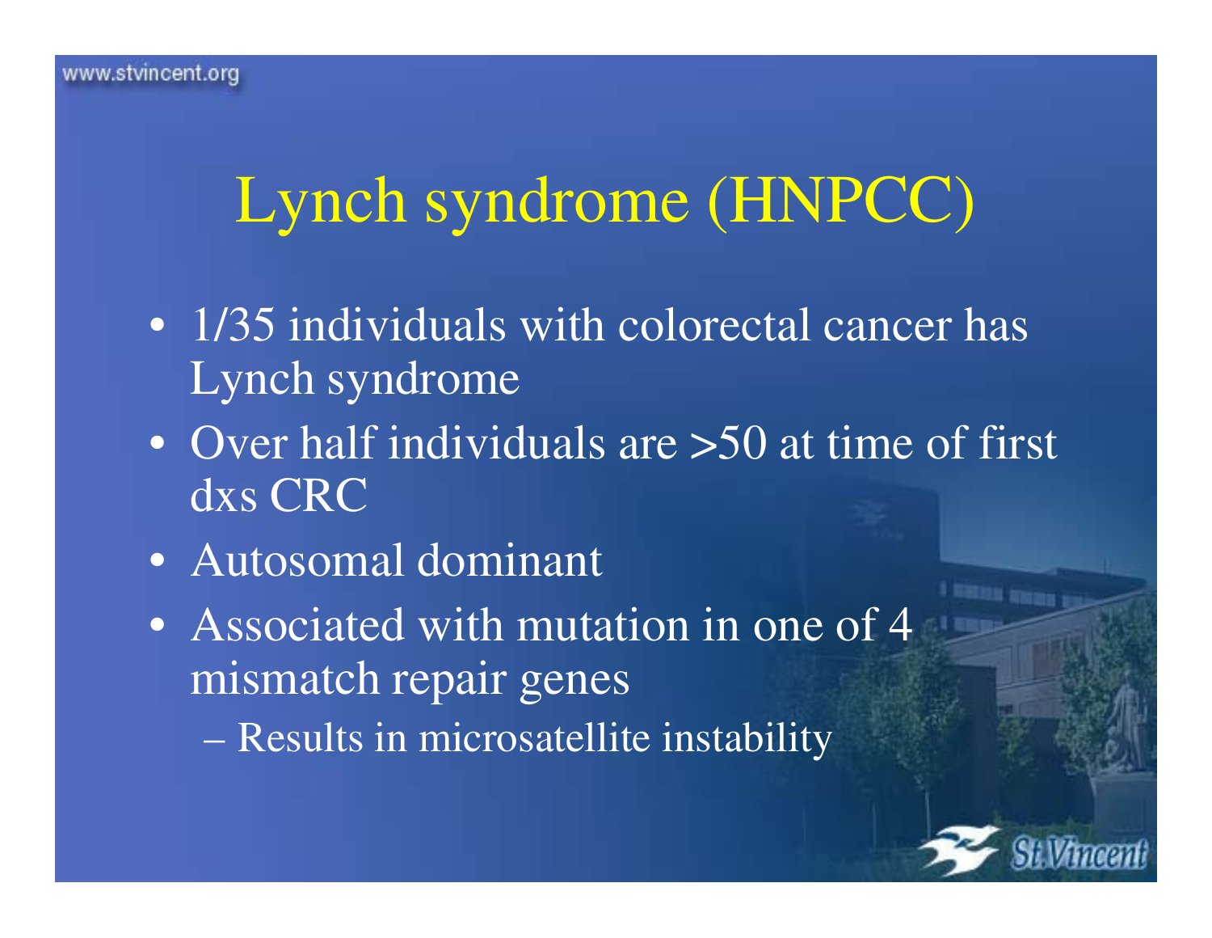# Lynch syndrome (HNPCC)

- 1/35 individuals with colorectal cancer has Lynch syndrome
- Over half individuals are >50 at time of first dxs CRC
- Autosomal dominant
- Associated with mutation in one of 4 mismatch repair genes
  - Results in microsatellite instability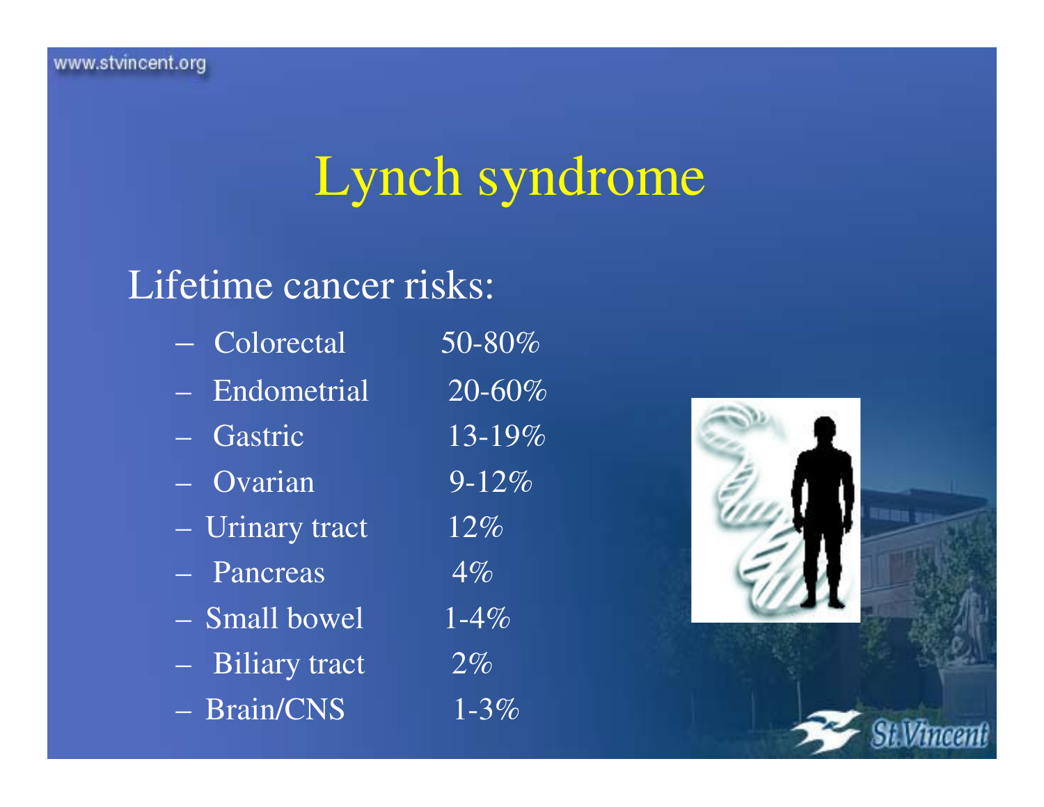# Lynch syndrome

Lifetime cancer risks:

| | |
|---|---|
| – Colorectal | 50-80% |
| – Endometrial | 20-60% |
| – Gastric | 13-19% |
| – Ovarian | 9-12% |
| – Urinary tract | 12% |
| – Pancreas | 4% |
| – Small bowel | 1-4% |
| – Biliary tract | 2% |
| – Brain/CNS | 1-3% |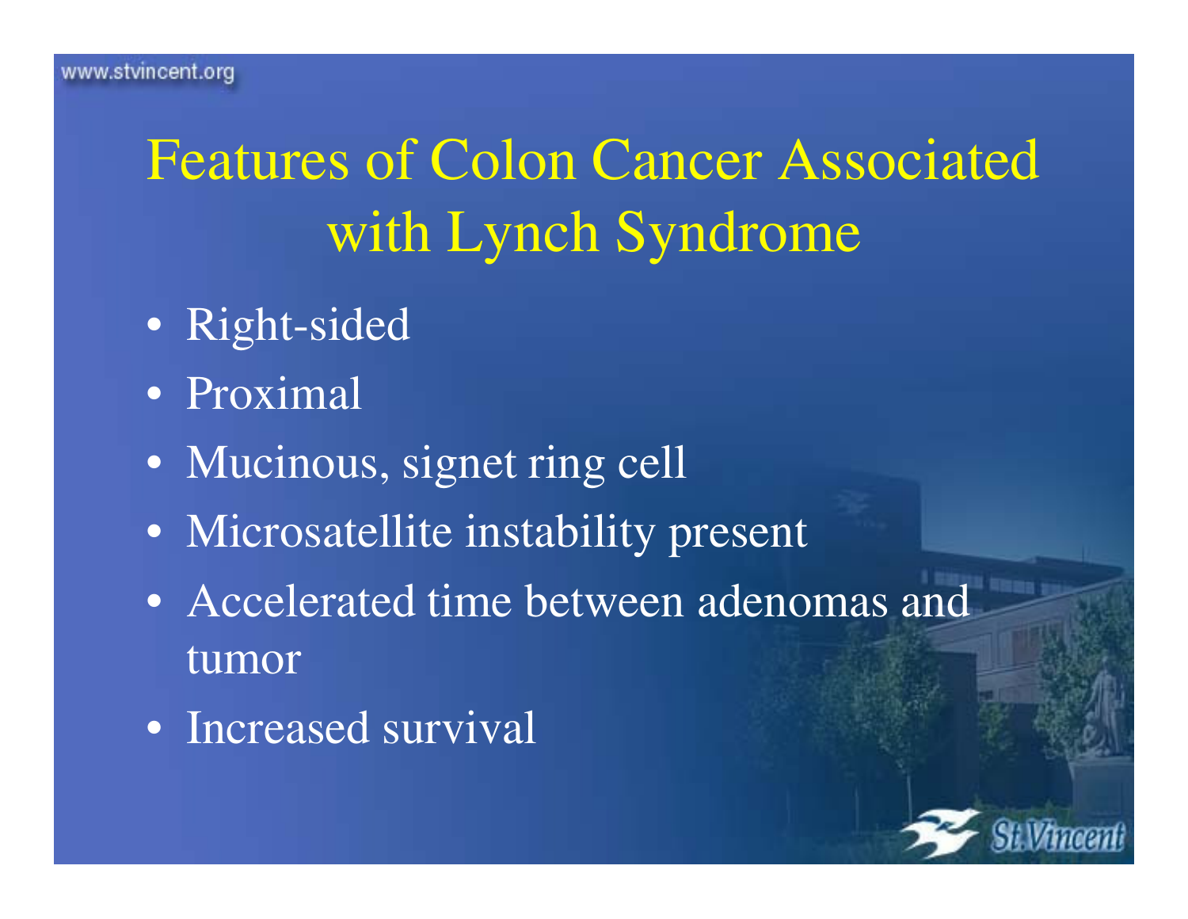# Features of Colon Cancer Associated with Lynch Syndrome

- Right-sided
- Proximal
- Mucinous, signet ring cell
- Microsatellite instability present
- Accelerated time between adenomas and tumor
- Increased survival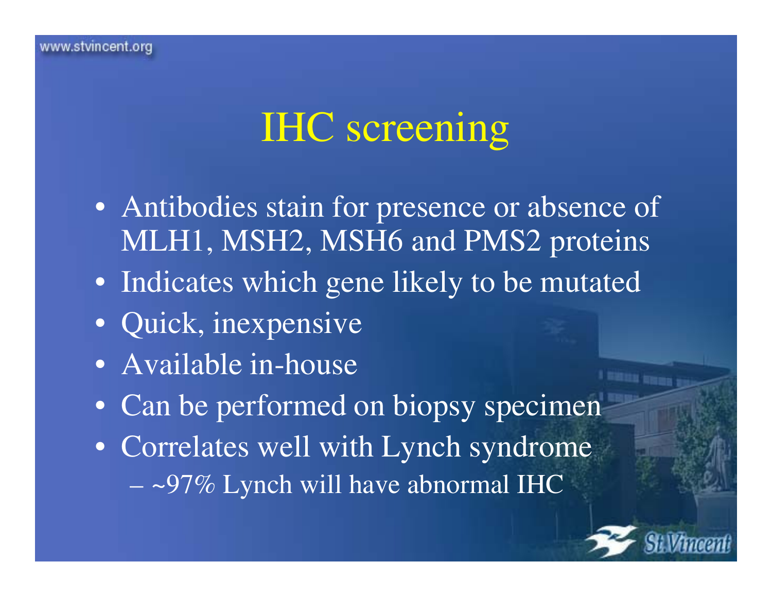# IHC screening

- Antibodies stain for presence or absence of MLH1, MSH2, MSH6 and PMS2 proteins
- Indicates which gene likely to be mutated
- Quick, inexpensive
- Available in-house
- Can be performed on biopsy specimen
- Correlates well with Lynch syndrome
  - ~97% Lynch will have abnormal IHC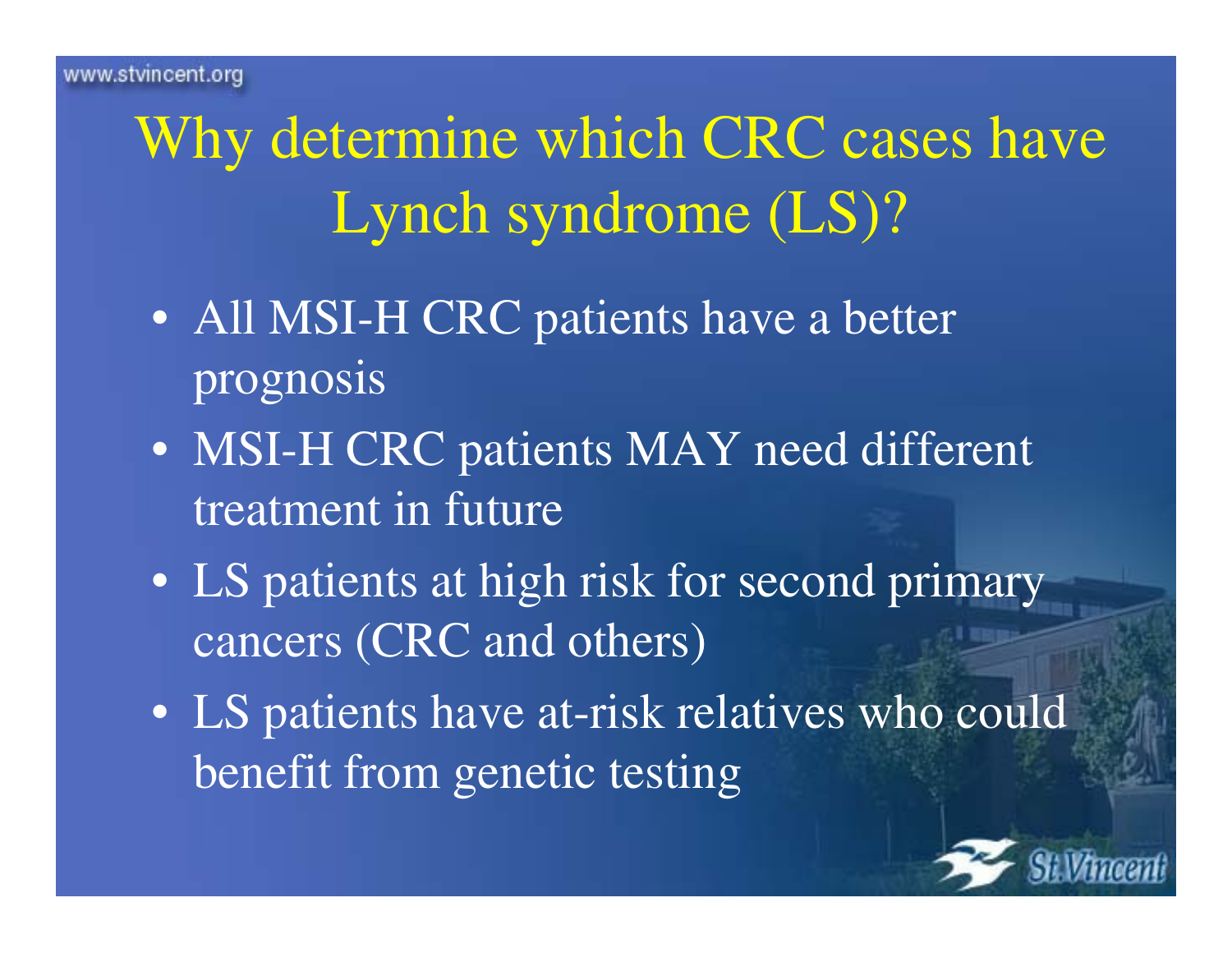# Why determine which CRC cases have Lynch syndrome (LS)?

- All MSI-H CRC patients have a better prognosis
- MSI-H CRC patients MAY need different treatment in future
- LS patients at high risk for second primary cancers (CRC and others)
- LS patients have at-risk relatives who could benefit from genetic testing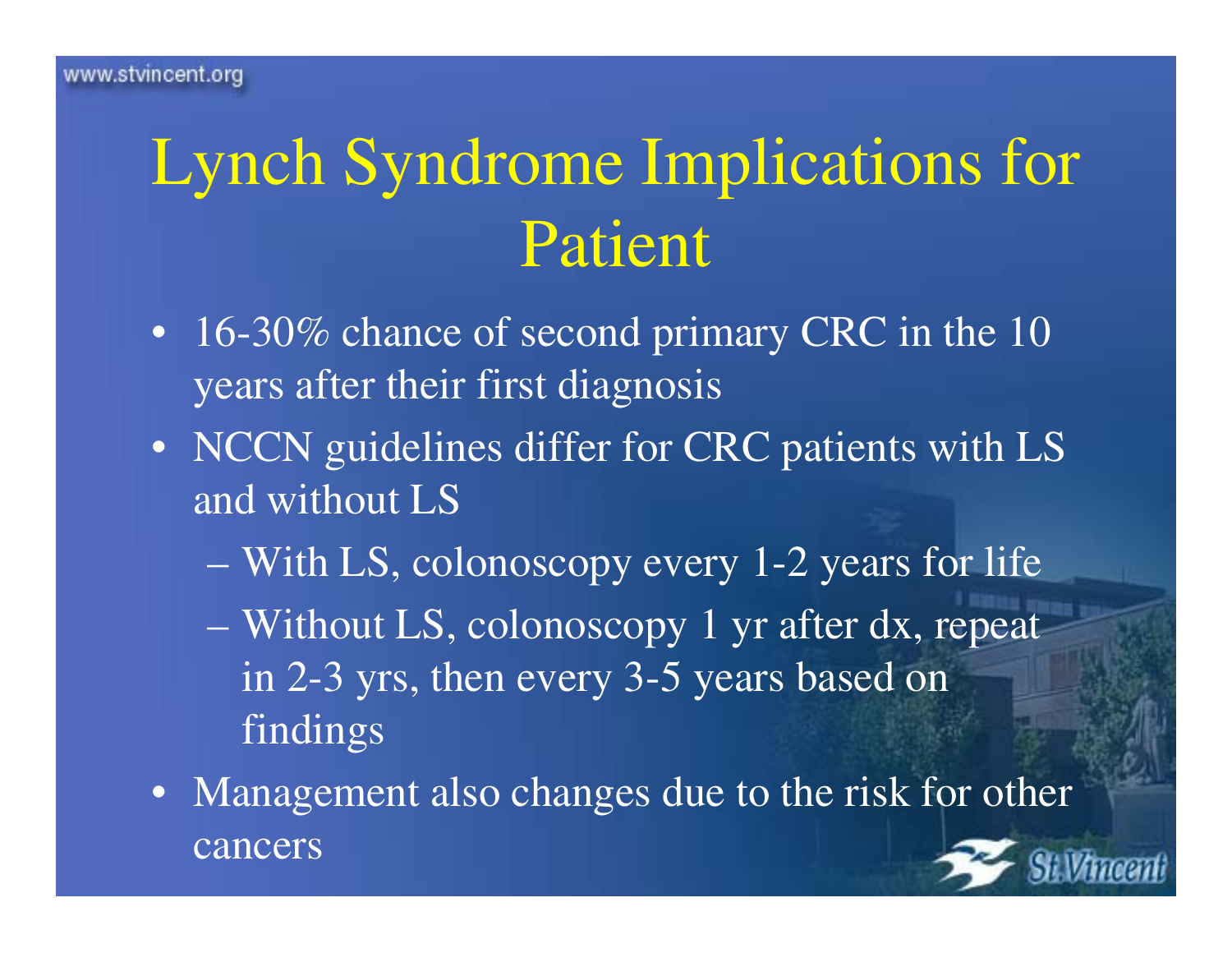# Lynch Syndrome Implications for Patient

- 16-30% chance of second primary CRC in the 10 years after their first diagnosis
- NCCN guidelines differ for CRC patients with LS and without LS
  - With LS, colonoscopy every 1-2 years for life
  - Without LS, colonoscopy 1 yr after dx, repeat in 2-3 yrs, then every 3-5 years based on findings
- Management also changes due to the risk for other cancers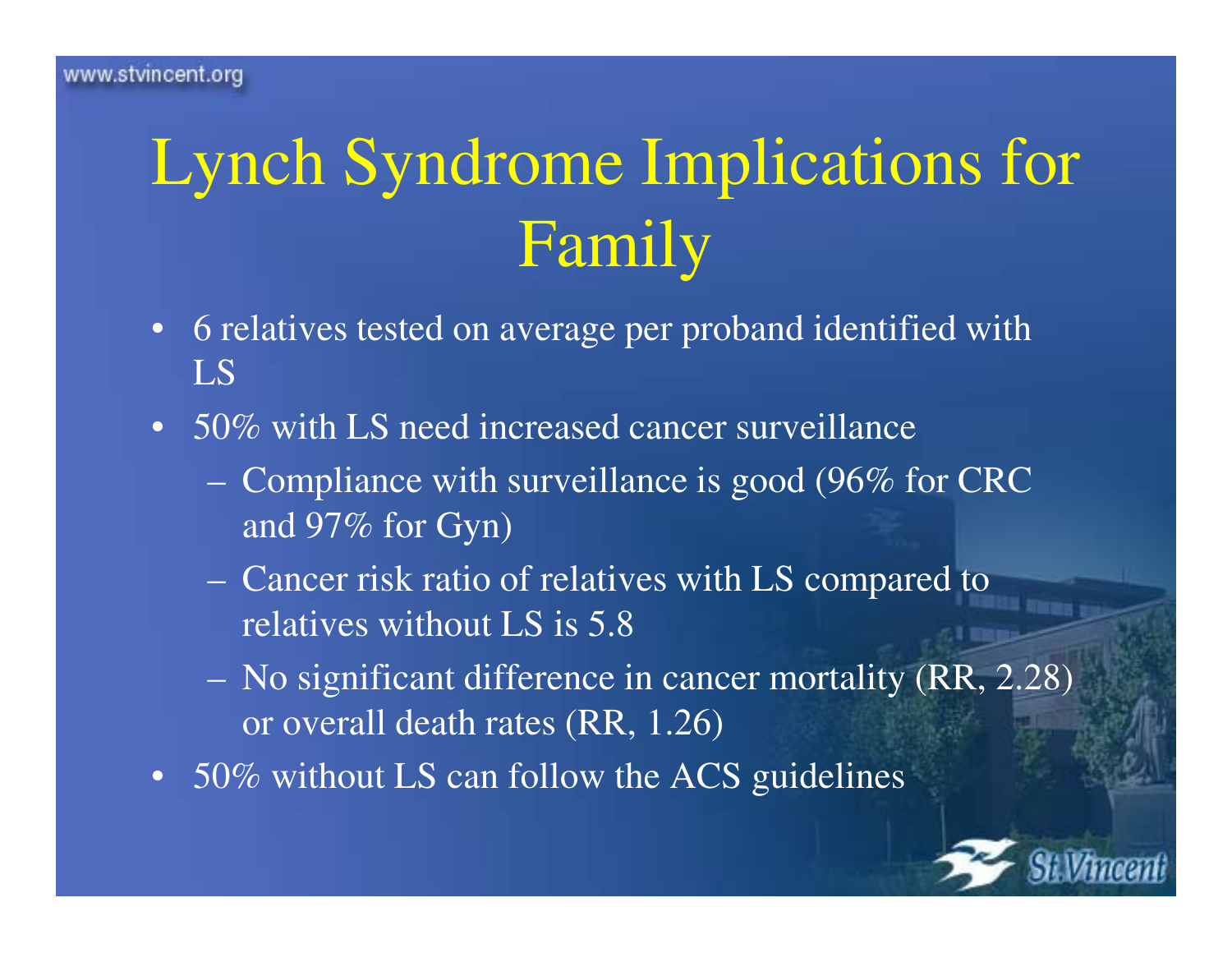# Lynch Syndrome Implications for Family

- 6 relatives tested on average per proband identified with LS
- 50% with LS need increased cancer surveillance
  - Compliance with surveillance is good (96% for CRC and 97% for Gyn)
  - Cancer risk ratio of relatives with LS compared to relatives without LS is 5.8
  - No significant difference in cancer mortality (RR, 2.28) or overall death rates (RR, 1.26)
- 50% without LS can follow the ACS guidelines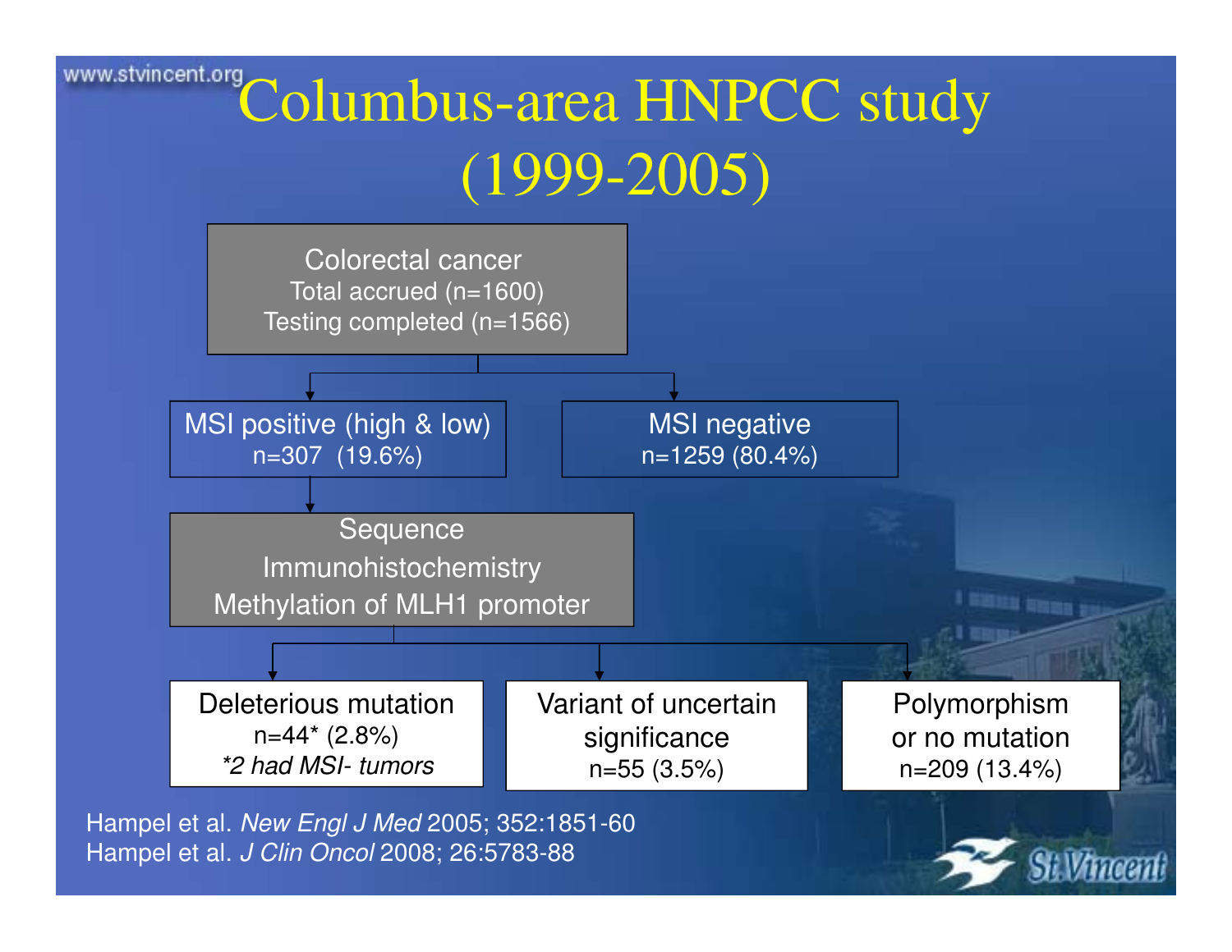# Columbus-area HNPCC study (1999-2005)

**Colorectal cancer**
Total accrued (n=1600)
Testing completed (n=1566)

- **MSI positive (high & low)**
  n=307 (19.6%)
  - **Sequence / Immunohistochemistry / Methylation of MLH1 promoter**
    - **Deleterious mutation**
      n=44* (2.8%)
      *\*2 had MSI- tumors*
    - **Variant of uncertain significance**
      n=55 (3.5%)
    - **Polymorphism or no mutation**
      n=209 (13.4%)
- **MSI negative**
  n=1259 (80.4%)

Hampel et al. *New Engl J Med* 2005; 352:1851-60

Hampel et al. *J Clin Oncol* 2008; 26:5783-88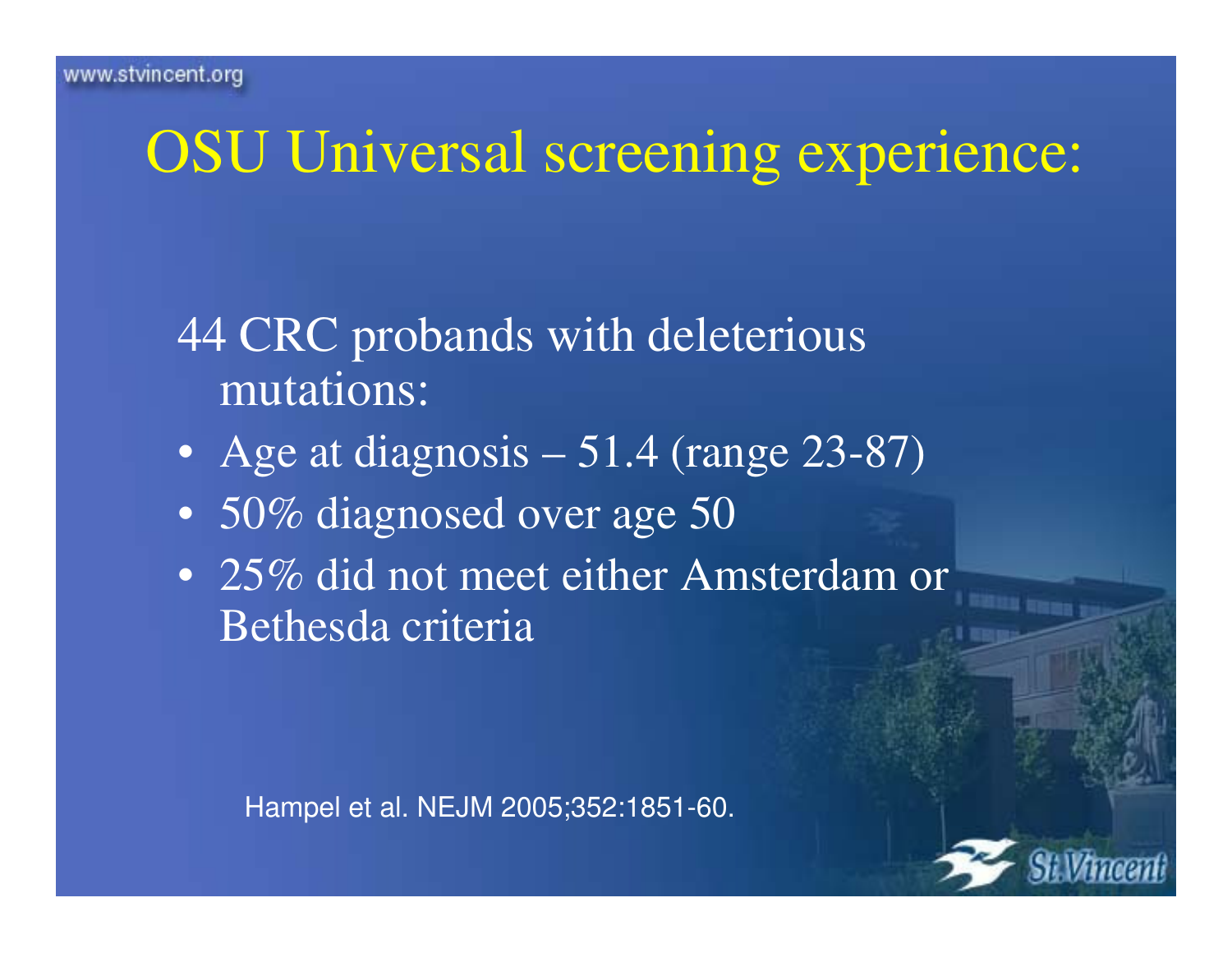# OSU Universal screening experience:

44 CRC probands with deleterious mutations:

- Age at diagnosis – 51.4 (range 23-87)
- 50% diagnosed over age 50
- 25% did not meet either Amsterdam or Bethesda criteria

Hampel et al. NEJM 2005;352:1851-60.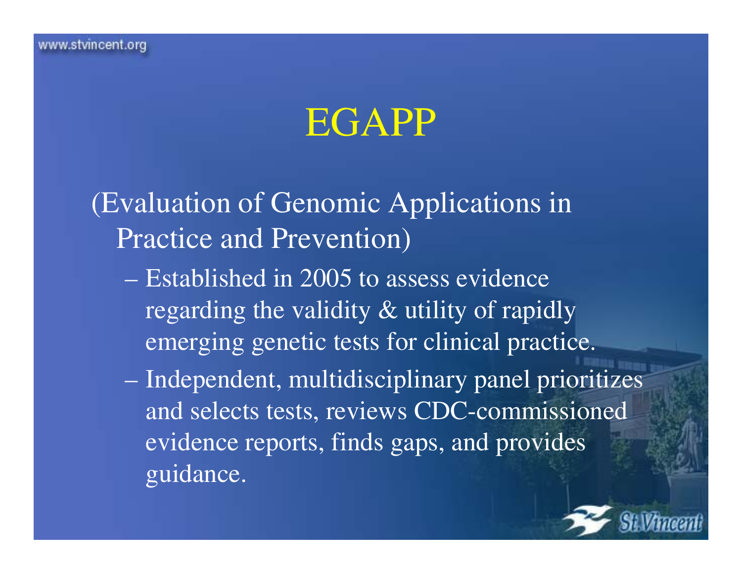# EGAPP

(Evaluation of Genomic Applications in Practice and Prevention)

- Established in 2005 to assess evidence regarding the validity & utility of rapidly emerging genetic tests for clinical practice.
- Independent, multidisciplinary panel prioritizes and selects tests, reviews CDC-commissioned evidence reports, finds gaps, and provides guidance.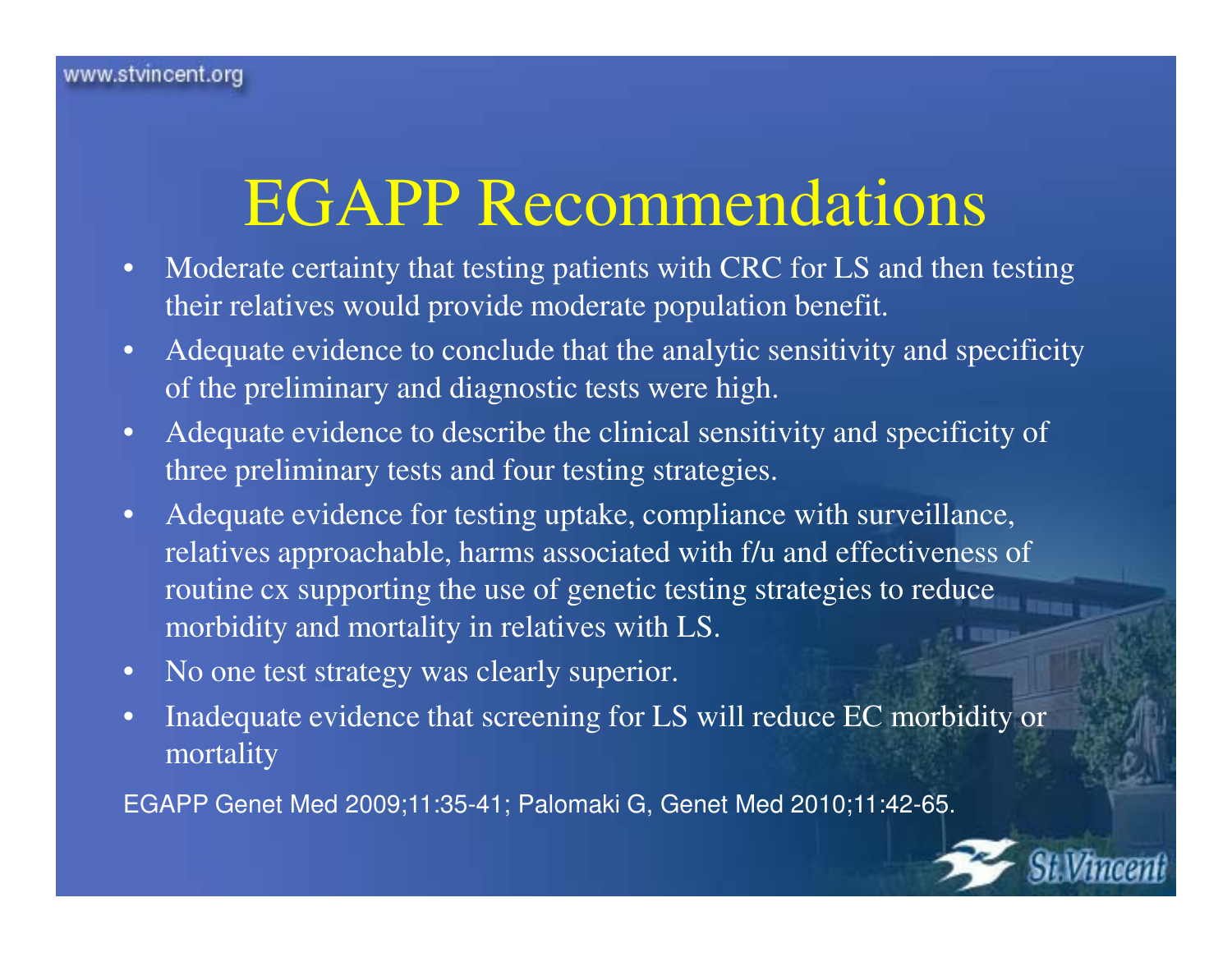# EGAPP Recommendations

- Moderate certainty that testing patients with CRC for LS and then testing their relatives would provide moderate population benefit.
- Adequate evidence to conclude that the analytic sensitivity and specificity of the preliminary and diagnostic tests were high.
- Adequate evidence to describe the clinical sensitivity and specificity of three preliminary tests and four testing strategies.
- Adequate evidence for testing uptake, compliance with surveillance, relatives approachable, harms associated with f/u and effectiveness of routine cx supporting the use of genetic testing strategies to reduce morbidity and mortality in relatives with LS.
- No one test strategy was clearly superior.
- Inadequate evidence that screening for LS will reduce EC morbidity or mortality

EGAPP Genet Med 2009;11:35-41; Palomaki G, Genet Med 2010;11:42-65.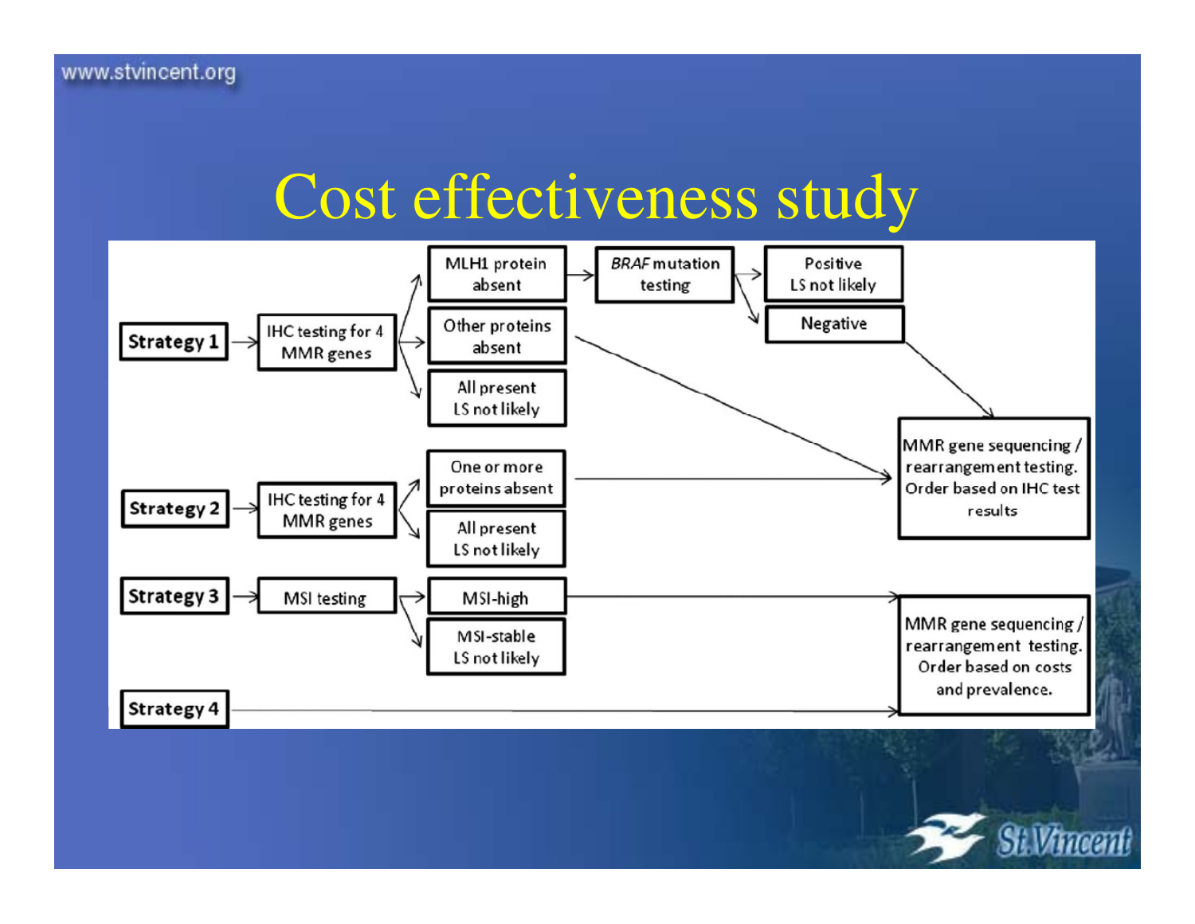# Cost effectiveness study

- **Strategy 1** → IHC testing for 4 MMR genes
  - MLH1 protein absent → *BRAF* mutation testing
    - Positive: LS not likely
    - Negative → MMR gene sequencing / rearrangement testing. Order based on IHC test results
  - Other proteins absent → MMR gene sequencing / rearrangement testing. Order based on IHC test results
  - All present: LS not likely
- **Strategy 2** → IHC testing for 4 MMR genes
  - One or more proteins absent → MMR gene sequencing / rearrangement testing. Order based on IHC test results
  - All present: LS not likely
- **Strategy 3** → MSI testing
  - MSI-high → MMR gene sequencing / rearrangement testing. Order based on costs and prevalence.
  - MSI-stable: LS not likely
- **Strategy 4** → MMR gene sequencing / rearrangement testing. Order based on costs and prevalence.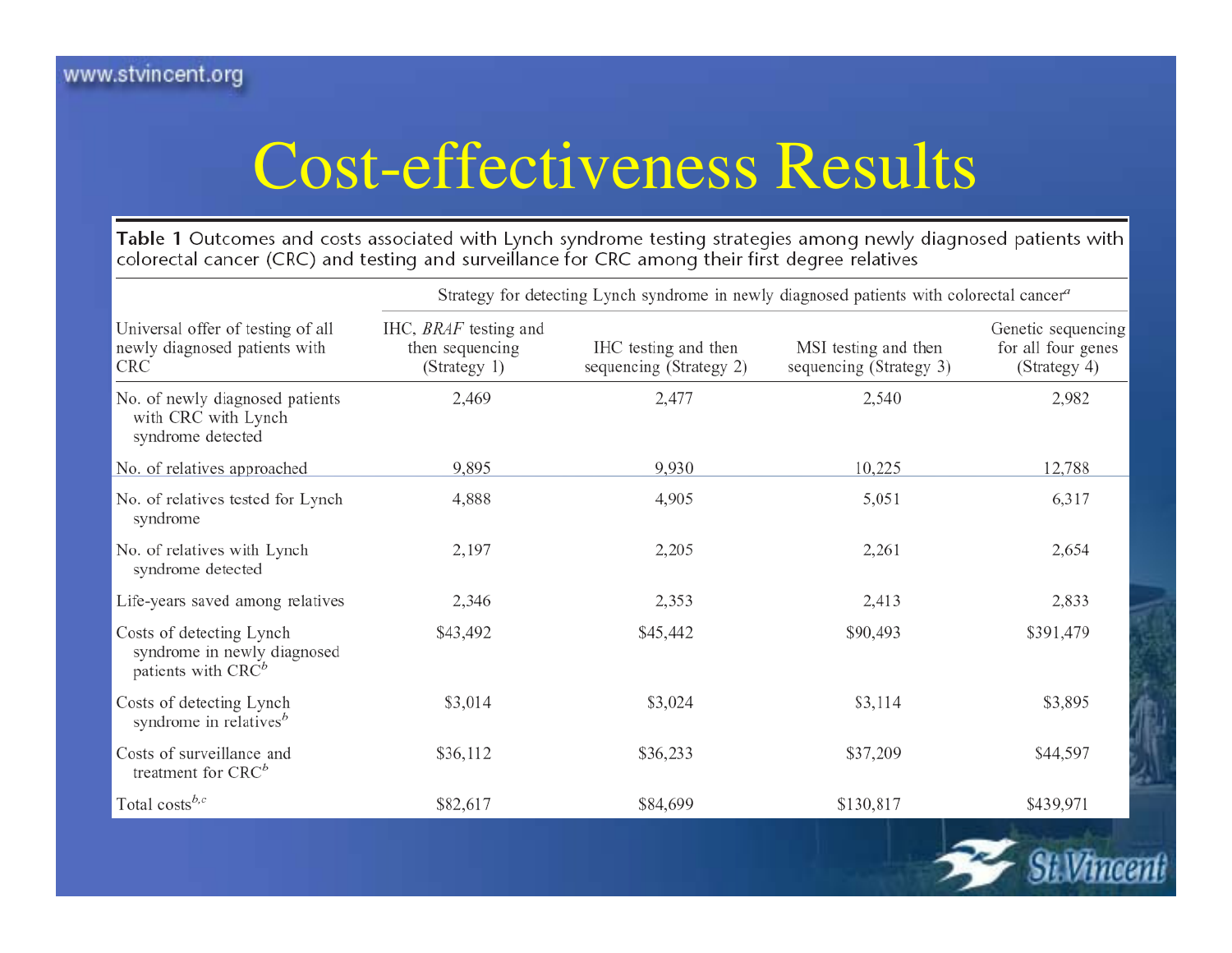# Cost-effectiveness Results

**Table 1** Outcomes and costs associated with Lynch syndrome testing strategies among newly diagnosed patients with colorectal cancer (CRC) and testing and surveillance for CRC among their first degree relatives

| | Strategy for detecting Lynch syndrome in newly diagnosed patients with colorectal cancer[a] | | | |
|---|---|---|---|---|
| Universal offer of testing of all newly diagnosed patients with CRC | IHC, *BRAF* testing and then sequencing (Strategy 1) | IHC testing and then sequencing (Strategy 2) | MSI testing and then sequencing (Strategy 3) | Genetic sequencing for all four genes (Strategy 4) |
| No. of newly diagnosed patients with CRC with Lynch syndrome detected | 2,469 | 2,477 | 2,540 | 2,982 |
| No. of relatives approached | 9,895 | 9,930 | 10,225 | 12,788 |
| No. of relatives tested for Lynch syndrome | 4,888 | 4,905 | 5,051 | 6,317 |
| No. of relatives with Lynch syndrome detected | 2,197 | 2,205 | 2,261 | 2,654 |
| Life-years saved among relatives | 2,346 | 2,353 | 2,413 | 2,833 |
| Costs of detecting Lynch syndrome in newly diagnosed patients with CRC[b] | $43,492 | $45,442 | $90,493 | $391,479 |
| Costs of detecting Lynch syndrome in relatives[b] | $3,014 | $3,024 | $3,114 | $3,895 |
| Costs of surveillance and treatment for CRC[b] | $36,112 | $36,233 | $37,209 | $44,597 |
| Total costs[b,c] | $82,617 | $84,699 | $130,817 | $439,971 |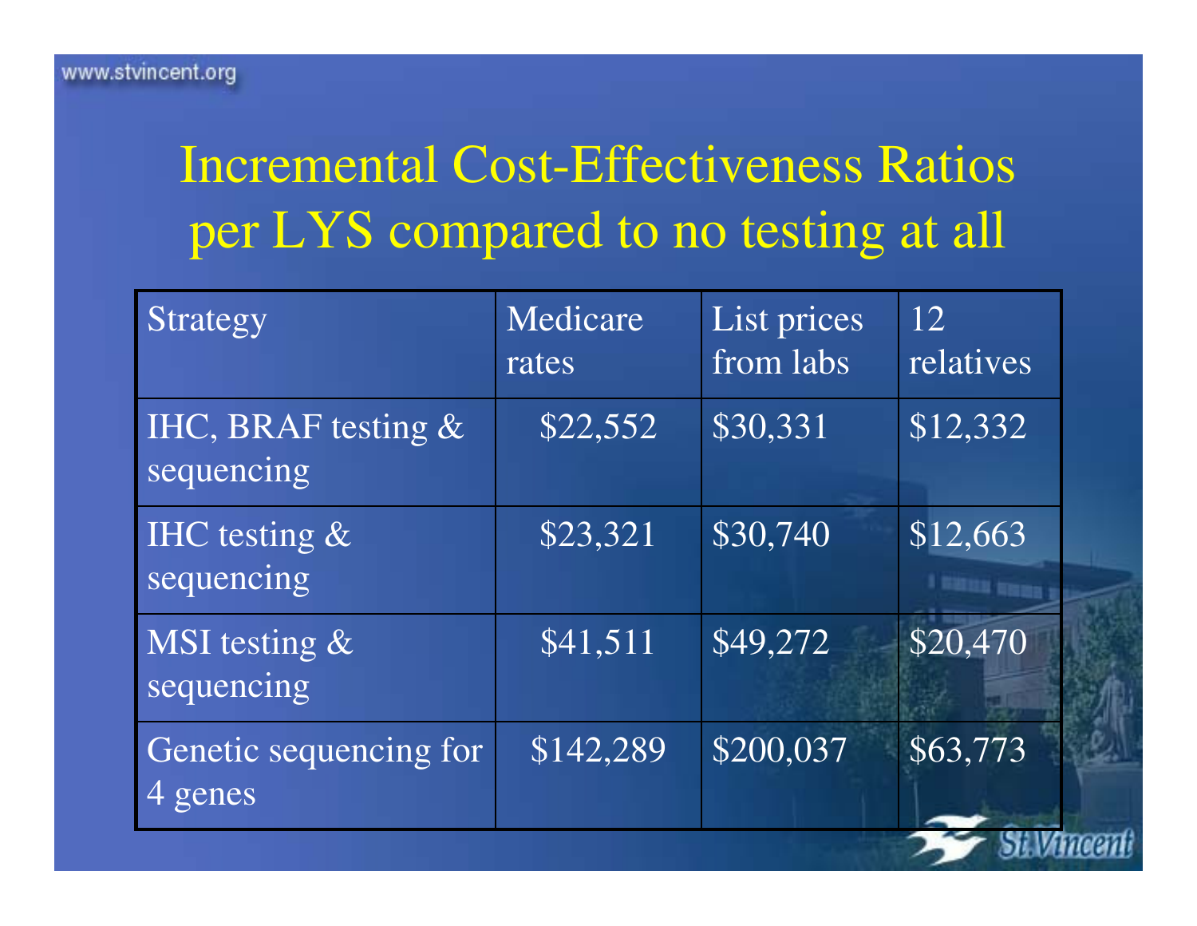# Incremental Cost-Effectiveness Ratios per LYS compared to no testing at all

| Strategy | Medicare rates | List prices from labs | 12 relatives |
| --- | --- | --- | --- |
| IHC, BRAF testing & sequencing | $22,552 | $30,331 | $12,332 |
| IHC testing & sequencing | $23,321 | $30,740 | $12,663 |
| MSI testing & sequencing | $41,511 | $49,272 | $20,470 |
| Genetic sequencing for 4 genes | $142,289 | $200,037 | $63,773 |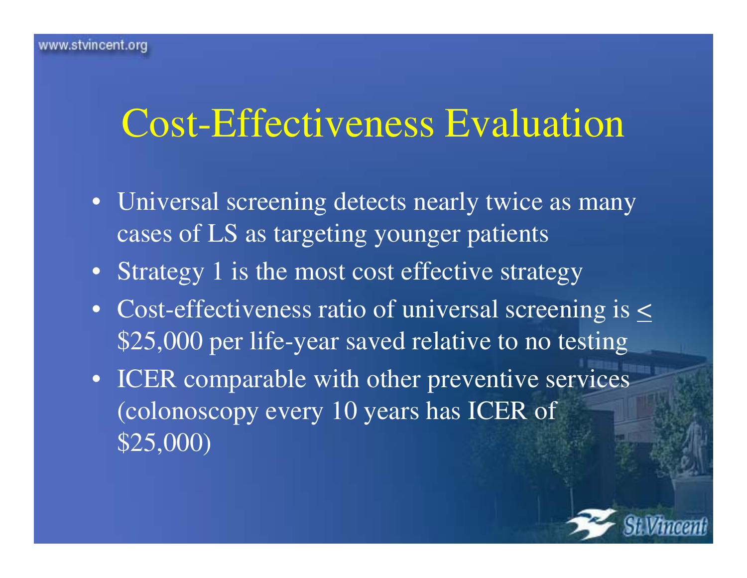# Cost-Effectiveness Evaluation

- Universal screening detects nearly twice as many cases of LS as targeting younger patients
- Strategy 1 is the most cost effective strategy
- Cost-effectiveness ratio of universal screening is $\leq$ \$25,000 per life-year saved relative to no testing
- ICER comparable with other preventive services (colonoscopy every 10 years has ICER of \$25,000)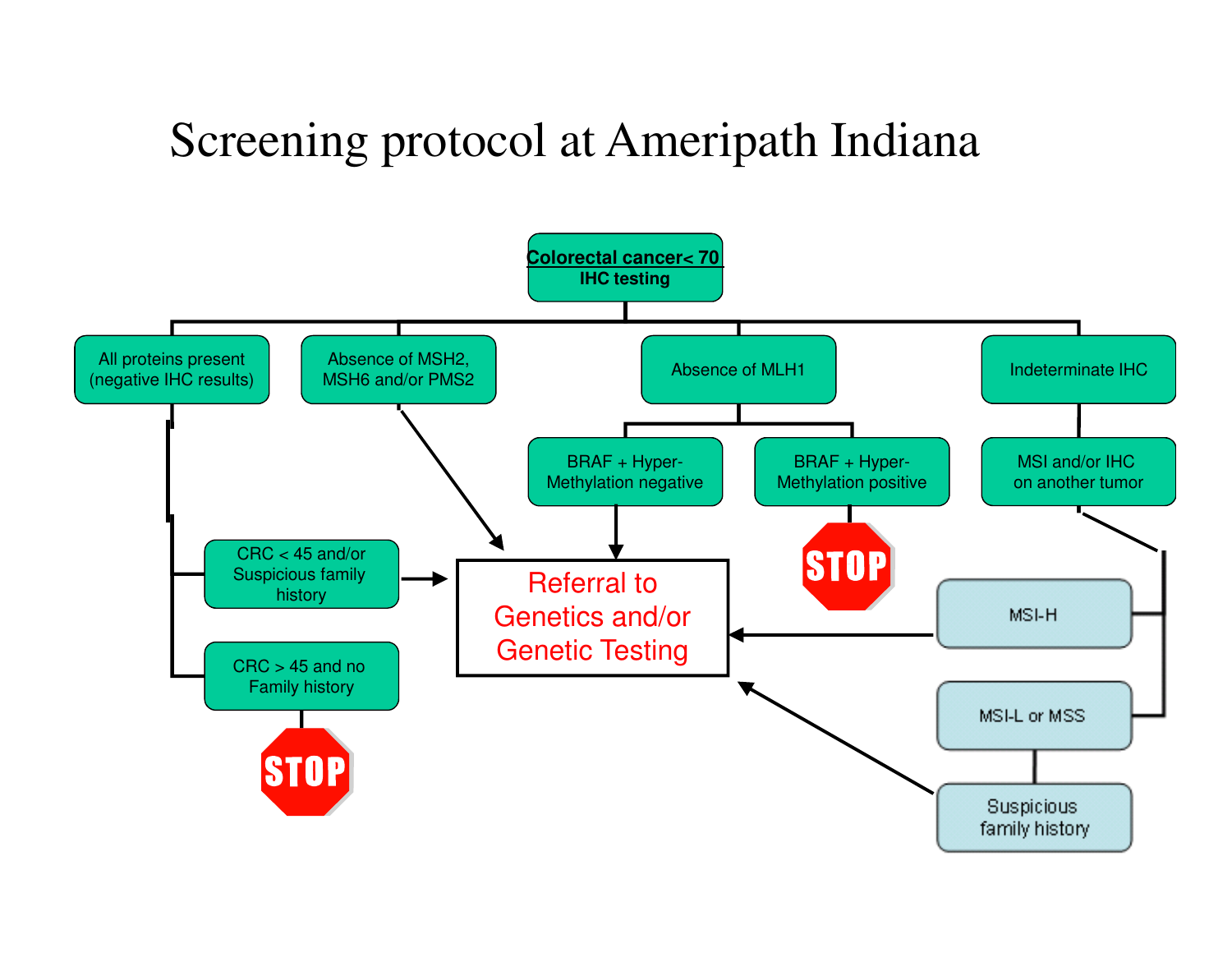# Screening protocol at Ameripath Indiana

**Colorectal cancer< 70**
**IHC testing**

- All proteins present (negative IHC results)
  - CRC < 45 and/or Suspicious family history → Referral to Genetics and/or Genetic Testing
  - CRC > 45 and no Family history → STOP
- Absence of MSH2, MSH6 and/or PMS2 → Referral to Genetics and/or Genetic Testing
- Absence of MLH1
  - BRAF + Hyper-Methylation negative → Referral to Genetics and/or Genetic Testing
  - BRAF + Hyper-Methylation positive → STOP
- Indeterminate IHC
  - MSI and/or IHC on another tumor
    - MSI-H → Referral to Genetics and/or Genetic Testing
    - MSI-L or MSS
      - Suspicious family history → Referral to Genetics and/or Genetic Testing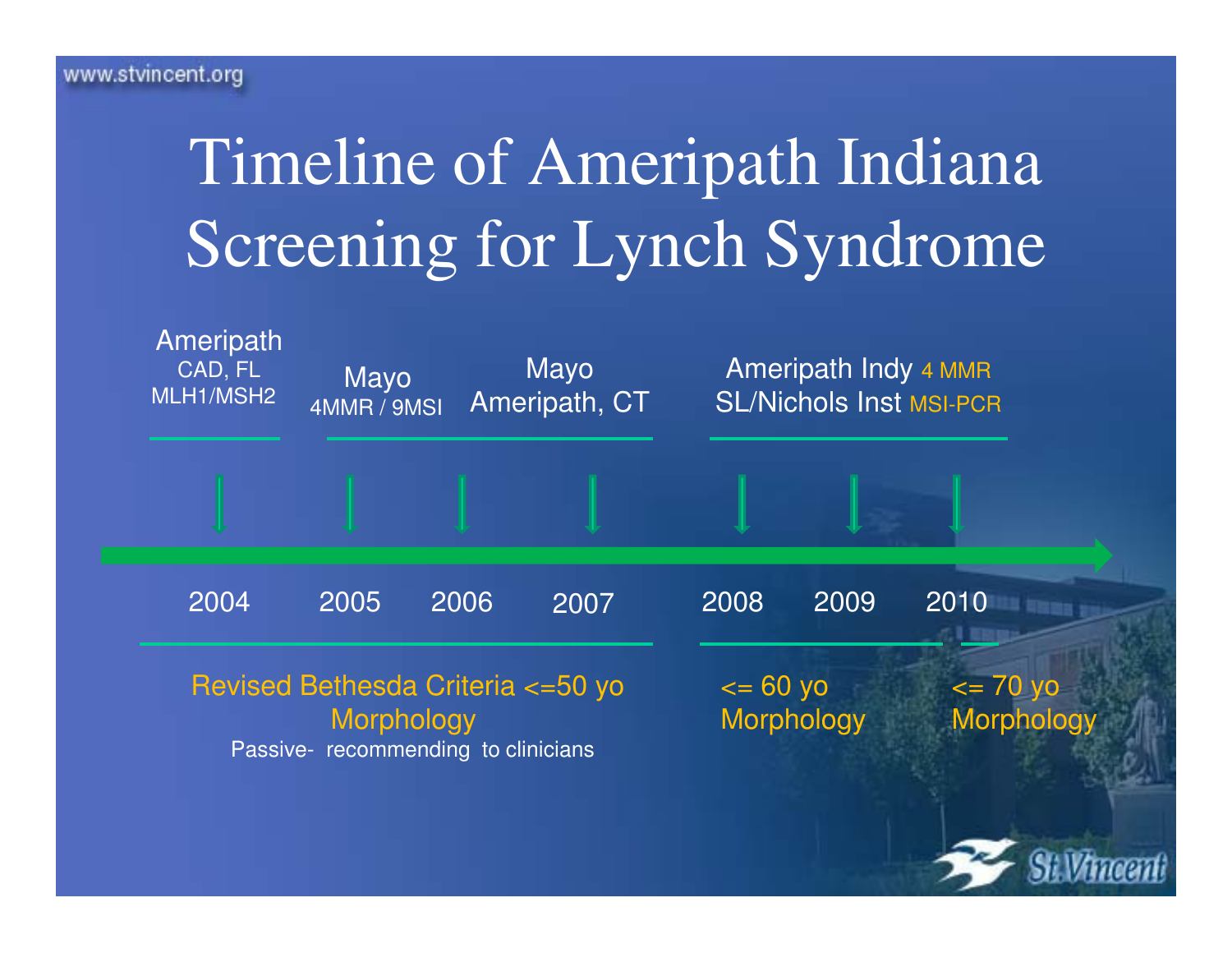# Timeline of Ameripath Indiana Screening for Lynch Syndrome

| Year | Testing | Criteria |
| --- | --- | --- |
| 2004 | Ameripath CAD, FL MLH1/MSH2 | Revised Bethesda Criteria <=50 yo, Morphology (Passive- recommending to clinicians) |
| 2005 | Mayo 4MMR / 9MSI | Revised Bethesda Criteria <=50 yo, Morphology (Passive- recommending to clinicians) |
| 2006 | Mayo Ameripath, CT | Revised Bethesda Criteria <=50 yo, Morphology (Passive- recommending to clinicians) |
| 2007 | Mayo Ameripath, CT | Revised Bethesda Criteria <=50 yo, Morphology (Passive- recommending to clinicians) |
| 2008 | Ameripath Indy 4 MMR; SL/Nichols Inst MSI-PCR | <= 60 yo, Morphology |
| 2009 | Ameripath Indy 4 MMR; SL/Nichols Inst MSI-PCR | <= 60 yo, Morphology |
| 2010 | Ameripath Indy 4 MMR; SL/Nichols Inst MSI-PCR | <= 70 yo, Morphology |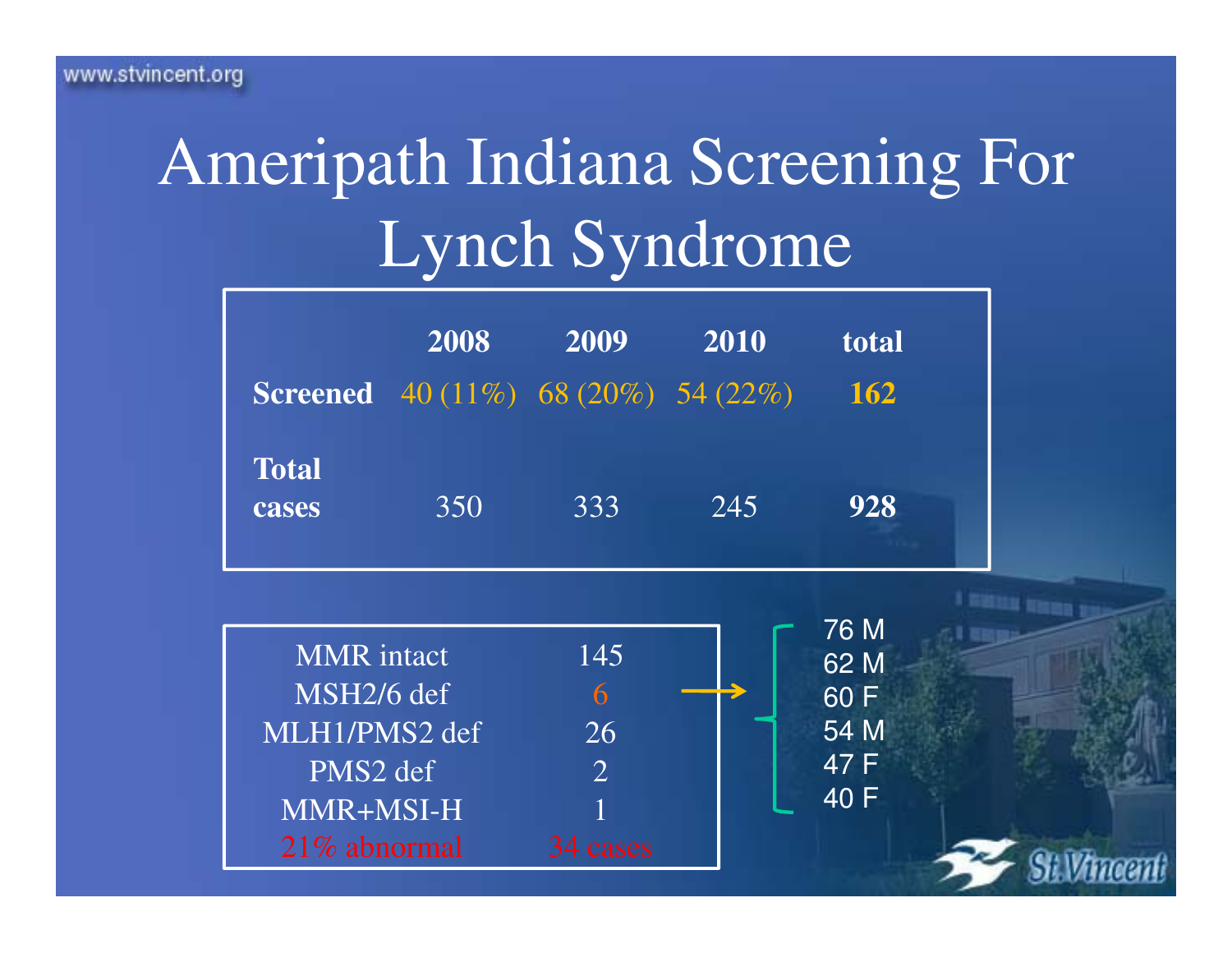# Ameripath Indiana Screening For Lynch Syndrome

| | 2008 | 2009 | 2010 | total |
|---|---|---|---|---|
| **Screened** | 40 (11%) | 68 (20%) | 54 (22%) | **162** |
| **Total cases** | 350 | 333 | 245 | **928** |

| | |
|---|---|
| MMR intact | 145 |
| MSH2/6 def | 6 |
| MLH1/PMS2 def | 26 |
| PMS2 def | 2 |
| MMR+MSI-H | 1 |
| 21% abnormal | 34 cases |

MSH2/6 def (6) →

- 76 M
- 62 M
- 60 F
- 54 M
- 47 F
- 40 F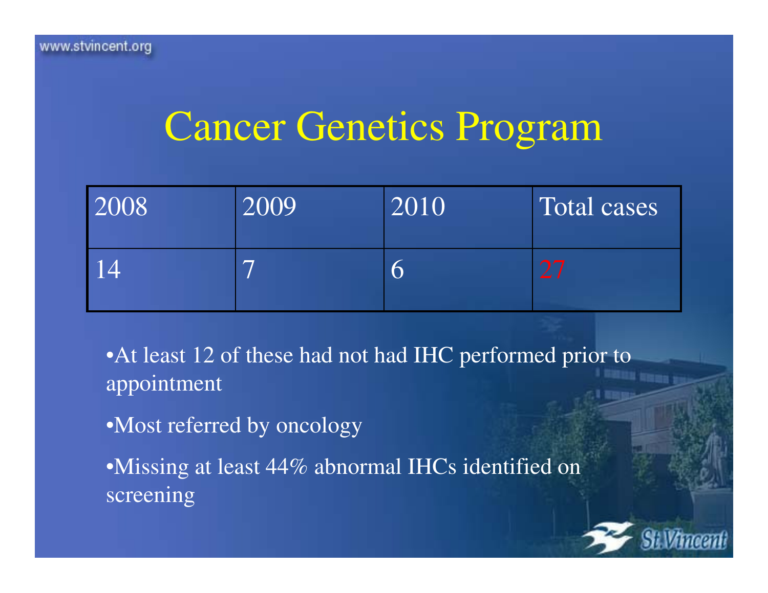# Cancer Genetics Program

| 2008 | 2009 | 2010 | Total cases |
|---|---|---|---|
| 14 | 7 | 6 | 27 |

- At least 12 of these had not had IHC performed prior to appointment
- Most referred by oncology
- Missing at least 44% abnormal IHCs identified on screening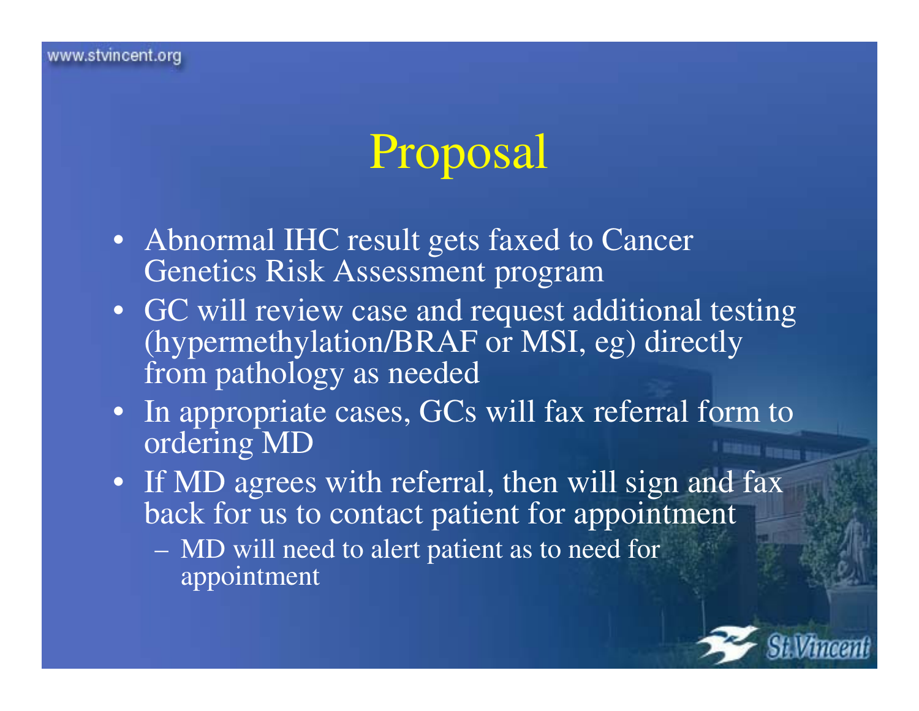# Proposal

- Abnormal IHC result gets faxed to Cancer Genetics Risk Assessment program
- GC will review case and request additional testing (hypermethylation/BRAF or MSI, eg) directly from pathology as needed
- In appropriate cases, GCs will fax referral form to ordering MD
- If MD agrees with referral, then will sign and fax back for us to contact patient for appointment
  - MD will need to alert patient as to need for appointment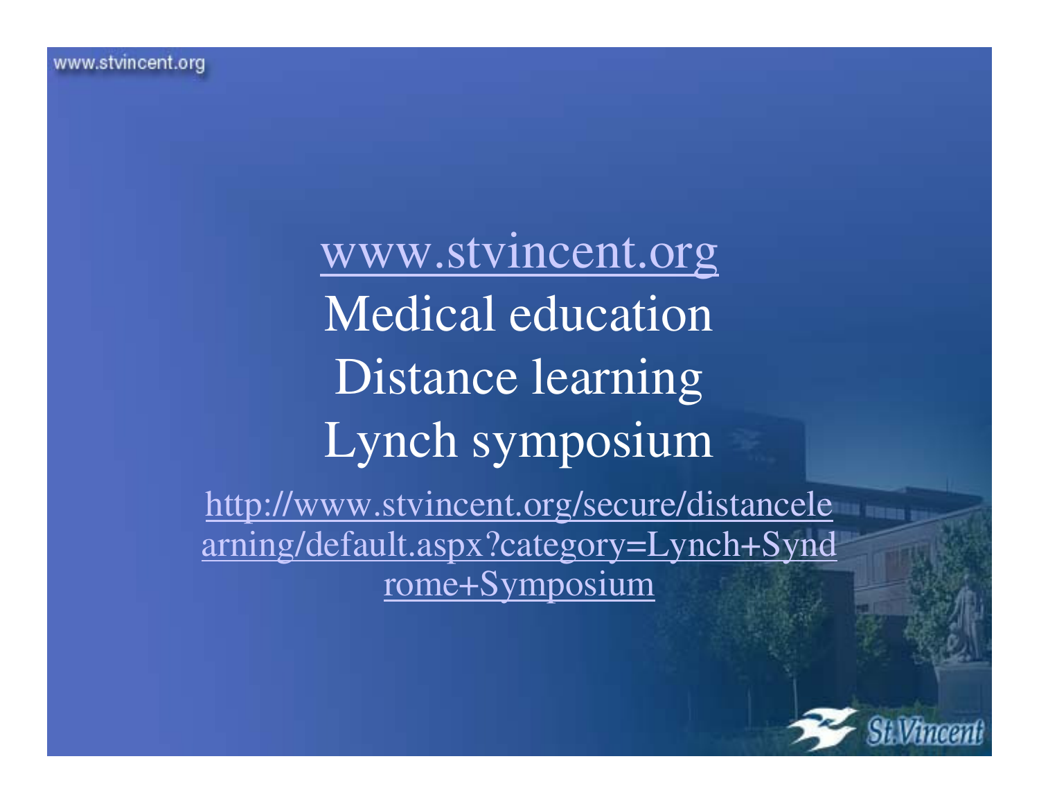www.stvincent.org

Medical education

Distance learning

Lynch symposium

http://www.stvincent.org/secure/distancelearning/default.aspx?category=Lynch+Syndrome+Symposium